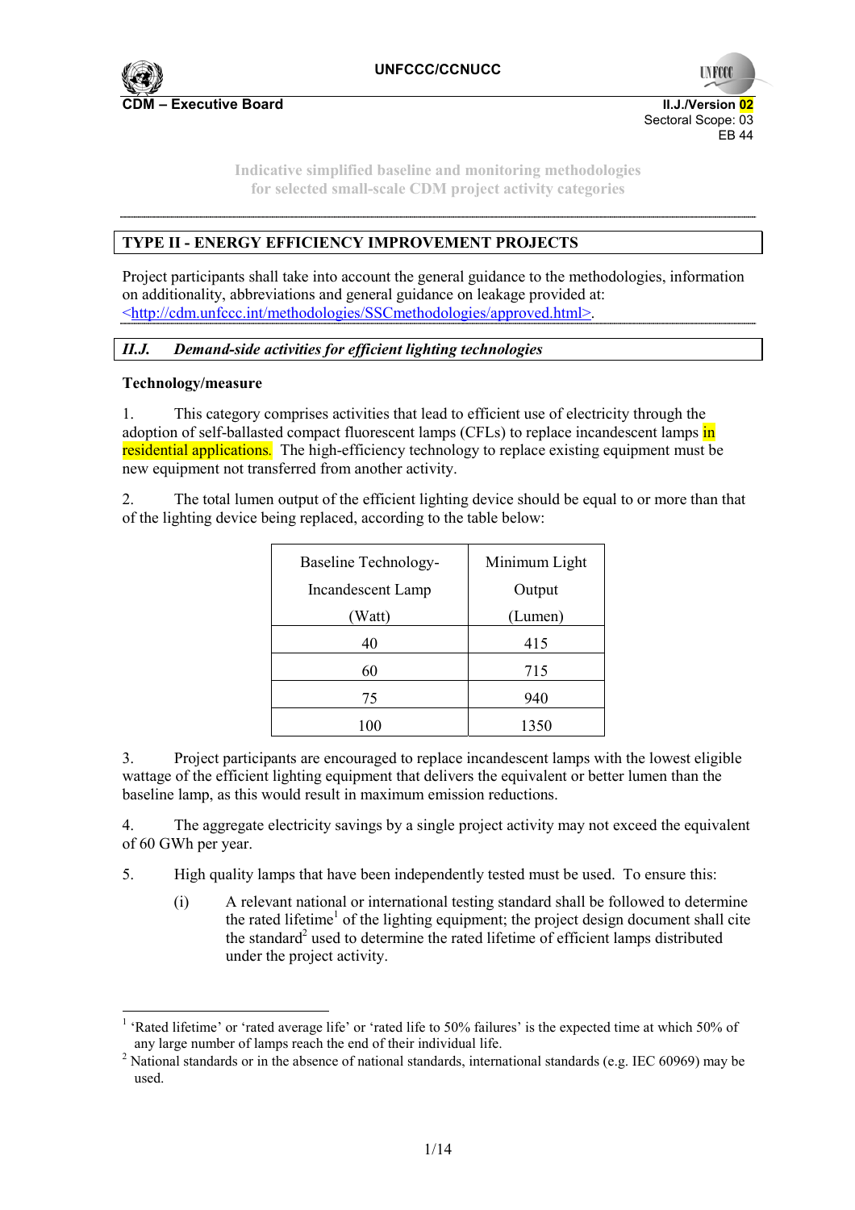Indicative simplified baseline and monitoring methodologies for selected small-scale CDM project activity categories

## TYPE II - ENERGY EFFICIENCY IMPROVEMENT PROJECTS

Project participants shall take into account the general guidance to the methodologies, information on additionality, abbreviations and general guidance on leakage provided at: <http://cdm.unfccc.int/methodologies/SSCmethodologies/approved.html>.

### *II.J. Demand-side activities for efficient lighting technologies*

**Technology/measure**

1. This category comprises activities that lead to efficient use of electricity through the adoption of self-ballasted compact fluorescent lamps (CFLs) to replace incandescent lamps in residential applications. The high-efficiency technology to replace existing equipment must be new equipment not transferred from another activity.

2. The total lumen output of the efficient lighting device should be equal to or more than that of the lighting device being replaced, according to the table below:

| Baseline Technology-Incandescent Lamp (Watt) | Minimum Light Output (Lumen) |
|---|---|
| 40 | 415 |
| 60 | 715 |
| 75 | 940 |
| 100 | 1350 |

3. Project participants are encouraged to replace incandescent lamps with the lowest eligible wattage of the efficient lighting equipment that delivers the equivalent or better lumen than the baseline lamp, as this would result in maximum emission reductions.

4. The aggregate electricity savings by a single project activity may not exceed the equivalent of 60 GWh per year.

5. High quality lamps that have been independently tested must be used. To ensure this:

   (i) A relevant national or international testing standard shall be followed to determine the rated lifetime[1] of the lighting equipment; the project design document shall cite the standard[2] used to determine the rated lifetime of efficient lamps distributed under the project activity.

---

[1] 'Rated lifetime' or 'rated average life' or 'rated life to 50% failures' is the expected time at which 50% of any large number of lamps reach the end of their individual life.

[2] National standards or in the absence of national standards, international standards (e.g. IEC 60969) may be used.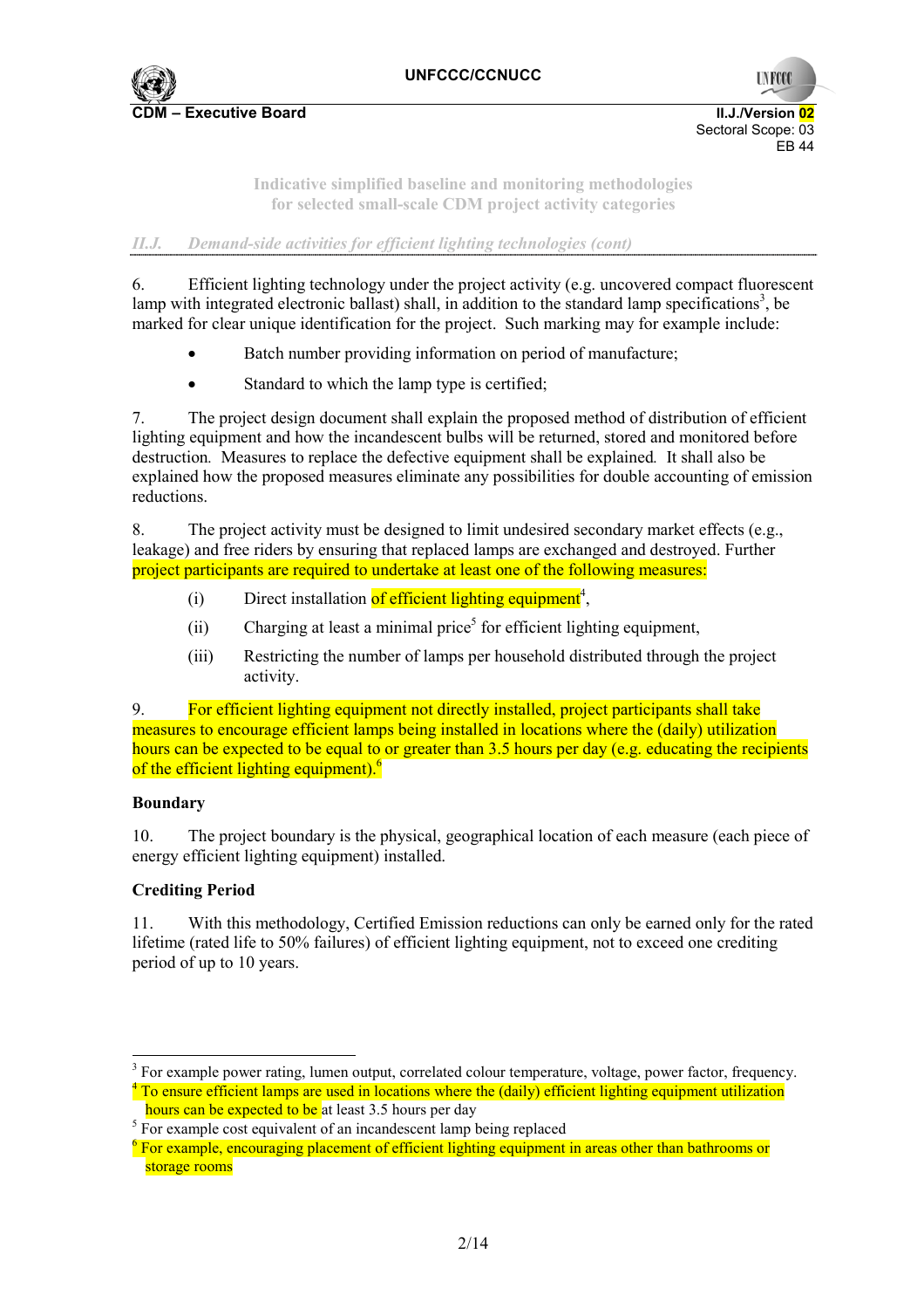6. Efficient lighting technology under the project activity (e.g. uncovered compact fluorescent lamp with integrated electronic ballast) shall, in addition to the standard lamp specifications[3], be marked for clear unique identification for the project. Such marking may for example include:

- Batch number providing information on period of manufacture;
- Standard to which the lamp type is certified;

7. The project design document shall explain the proposed method of distribution of efficient lighting equipment and how the incandescent bulbs will be returned, stored and monitored before destruction. Measures to replace the defective equipment shall be explained. It shall also be explained how the proposed measures eliminate any possibilities for double accounting of emission reductions.

8. The project activity must be designed to limit undesired secondary market effects (e.g., leakage) and free riders by ensuring that replaced lamps are exchanged and destroyed. Further project participants are required to undertake at least one of the following measures:

(i) Direct installation of efficient lighting equipment[4],

(ii) Charging at least a minimal price[5] for efficient lighting equipment,

(iii) Restricting the number of lamps per household distributed through the project activity.

9. For efficient lighting equipment not directly installed, project participants shall take measures to encourage efficient lamps being installed in locations where the (daily) utilization hours can be expected to be equal to or greater than 3.5 hours per day (e.g. educating the recipients of the efficient lighting equipment).[6]

**Boundary**

10. The project boundary is the physical, geographical location of each measure (each piece of energy efficient lighting equipment) installed.

**Crediting Period**

11. With this methodology, Certified Emission reductions can only be earned only for the rated lifetime (rated life to 50% failures) of efficient lighting equipment, not to exceed one crediting period of up to 10 years.

---

[3] For example power rating, lumen output, correlated colour temperature, voltage, power factor, frequency.

[4] To ensure efficient lamps are used in locations where the (daily) efficient lighting equipment utilization hours can be expected to be at least 3.5 hours per day

[5] For example cost equivalent of an incandescent lamp being replaced

[6] For example, encouraging placement of efficient lighting equipment in areas other than bathrooms or storage rooms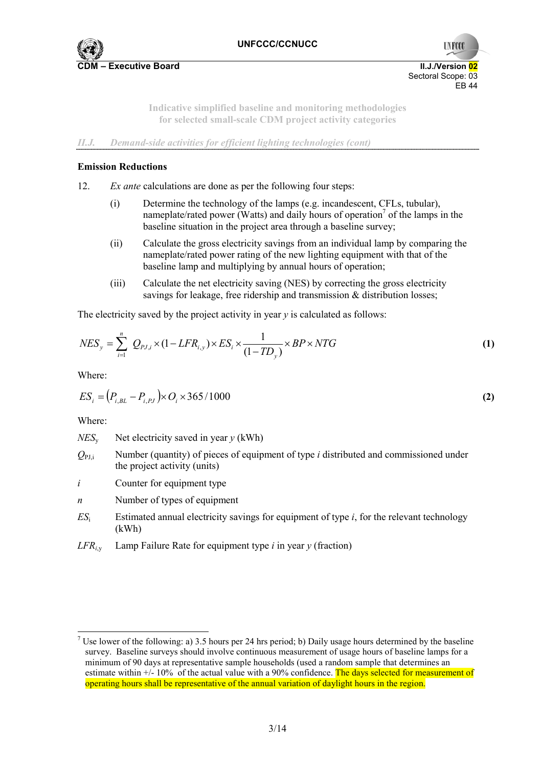Indicative simplified baseline and monitoring methodologies for selected small-scale CDM project activity categories

*II.J. Demand-side activities for efficient lighting technologies (cont)*

**Emission Reductions**

12. *Ex ante* calculations are done as per the following four steps:

   (i) Determine the technology of the lamps (e.g. incandescent, CFLs, tubular), nameplate/rated power (Watts) and daily hours of operation[7] of the lamps in the baseline situation in the project area through a baseline survey;

   (ii) Calculate the gross electricity savings from an individual lamp by comparing the nameplate/rated power rating of the new lighting equipment with that of the baseline lamp and multiplying by annual hours of operation;

   (iii) Calculate the net electricity saving (NES) by correcting the gross electricity savings for leakage, free ridership and transmission & distribution losses;

The electricity saved by the project activity in year *y* is calculated as follows:

$$NES_y = \sum_{i=1}^{n} Q_{PJ,i} \times (1 - LFR_{i,y}) \times ES_i \times \frac{1}{(1 - TD_y)} \times BP \times NTG \qquad \textbf{(1)}$$

Where:

$$ES_i = \left(P_{i,BL} - P_{i,PJ}\right) \times O_i \times 365/1000 \qquad \textbf{(2)}$$

Where:

$NES_y$ Net electricity saved in year *y* (kWh)

$Q_{PJ,i}$ Number (quantity) of pieces of equipment of type *i* distributed and commissioned under the project activity (units)

$i$ Counter for equipment type

$n$ Number of types of equipment

$ES_i$ Estimated annual electricity savings for equipment of type *i*, for the relevant technology (kWh)

$LFR_{i,y}$ Lamp Failure Rate for equipment type *i* in year *y* (fraction)

---

[7] Use lower of the following: a) 3.5 hours per 24 hrs period; b) Daily usage hours determined by the baseline survey. Baseline surveys should involve continuous measurement of usage hours of baseline lamps for a minimum of 90 days at representative sample households (used a random sample that determines an estimate within +/- 10% of the actual value with a 90% confidence. The days selected for measurement of operating hours shall be representative of the annual variation of daylight hours in the region.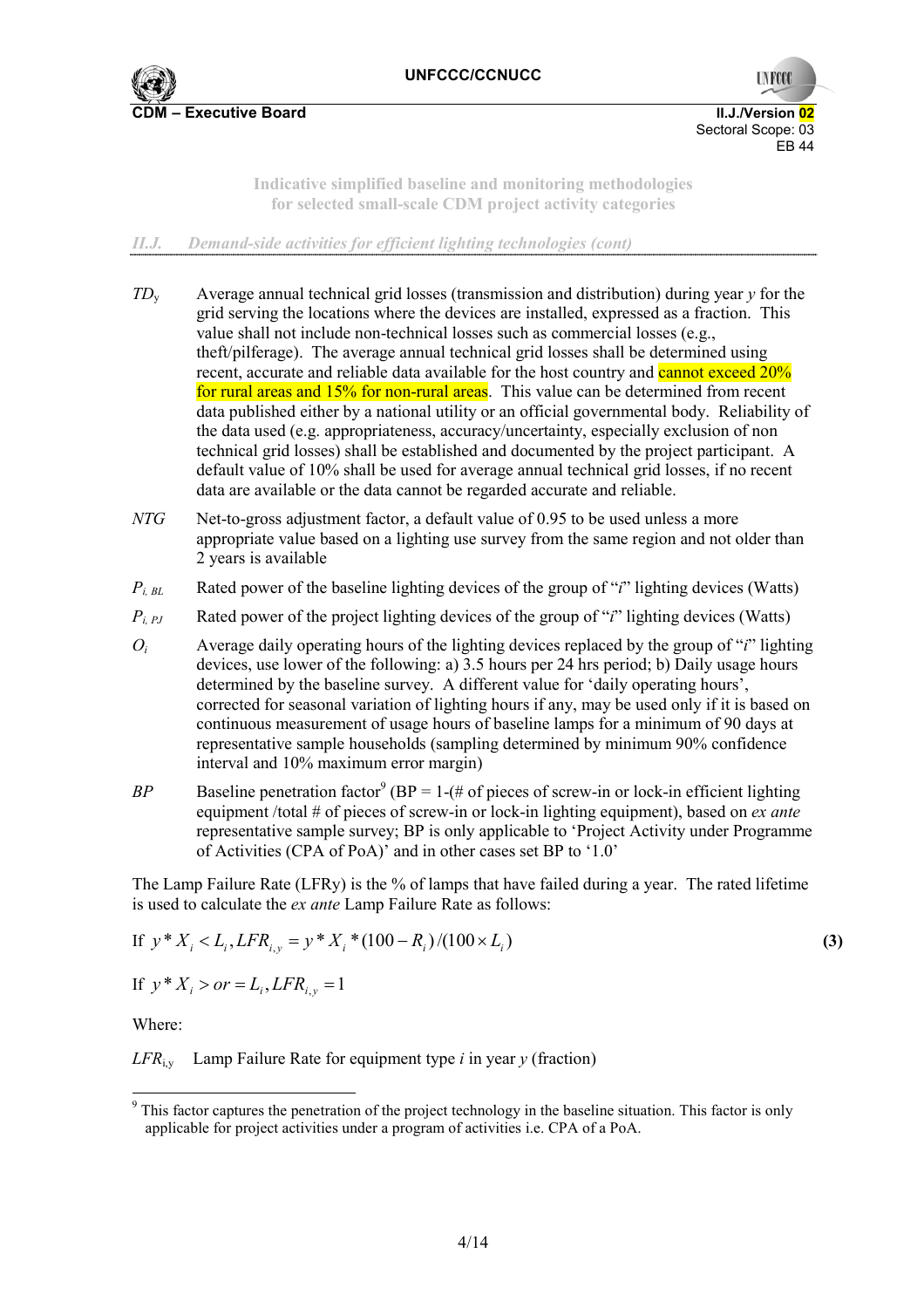*II.J. Demand-side activities for efficient lighting technologies (cont)*

$TD_y$ Average annual technical grid losses (transmission and distribution) during year $y$ for the grid serving the locations where the devices are installed, expressed as a fraction. This value shall not include non-technical losses such as commercial losses (e.g., theft/pilferage). The average annual technical grid losses shall be determined using recent, accurate and reliable data available for the host country and cannot exceed 20% for rural areas and 15% for non-rural areas. This value can be determined from recent data published either by a national utility or an official governmental body. Reliability of the data used (e.g. appropriateness, accuracy/uncertainty, especially exclusion of non technical grid losses) shall be established and documented by the project participant. A default value of 10% shall be used for average annual technical grid losses, if no recent data are available or the data cannot be regarded accurate and reliable.

$NTG$ Net-to-gross adjustment factor, a default value of 0.95 to be used unless a more appropriate value based on a lighting use survey from the same region and not older than 2 years is available

$P_{i,BL}$ Rated power of the baseline lighting devices of the group of "$i$" lighting devices (Watts)

$P_{i,PJ}$ Rated power of the project lighting devices of the group of "$i$" lighting devices (Watts)

$O_i$ Average daily operating hours of the lighting devices replaced by the group of "$i$" lighting devices, use lower of the following: a) 3.5 hours per 24 hrs period; b) Daily usage hours determined by the baseline survey. A different value for 'daily operating hours', corrected for seasonal variation of lighting hours if any, may be used only if it is based on continuous measurement of usage hours of baseline lamps for a minimum of 90 days at representative sample households (sampling determined by minimum 90% confidence interval and 10% maximum error margin)

$BP$ Baseline penetration factor[9] (BP = 1-(# of pieces of screw-in or lock-in efficient lighting equipment /total # of pieces of screw-in or lock-in lighting equipment), based on *ex ante* representative sample survey; BP is only applicable to 'Project Activity under Programme of Activities (CPA of PoA)' and in other cases set BP to '1.0'

The Lamp Failure Rate (LFRy) is the % of lamps that have failed during a year. The rated lifetime is used to calculate the *ex ante* Lamp Failure Rate as follows:

$$\text{If } y * X_i < L_i, LFR_{i,y} = y * X_i * (100 - R_i)/(100 \times L_i) \quad \textbf{(3)}$$

$$\text{If } y * X_i > or = L_i, LFR_{i,y} = 1$$

Where:

$LFR_{i,y}$ Lamp Failure Rate for equipment type $i$ in year $y$ (fraction)

[9] This factor captures the penetration of the project technology in the baseline situation. This factor is only applicable for project activities under a program of activities i.e. CPA of a PoA.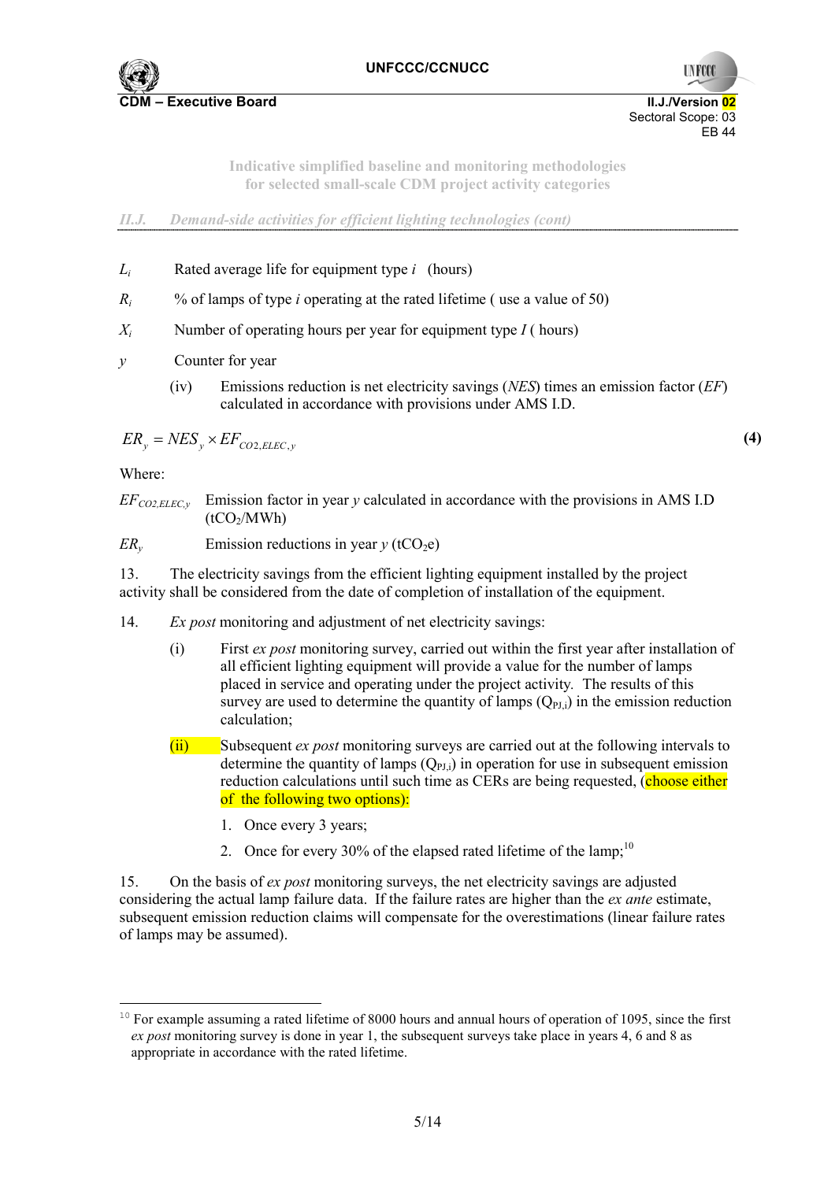*II.J. Demand-side activities for efficient lighting technologies (cont)*

$L_i$ Rated average life for equipment type *i* (hours)

$R_i$ % of lamps of type *i* operating at the rated lifetime ( use a value of 50)

$X_i$ Number of operating hours per year for equipment type *I* ( hours)

$y$ Counter for year

(iv) Emissions reduction is net electricity savings (*NES*) times an emission factor (*EF*) calculated in accordance with provisions under AMS I.D.

$$ER_y = NES_y \times EF_{CO2,ELEC,y} \quad \textbf{(4)}$$

Where:

$EF_{CO2,ELEC,y}$ Emission factor in year *y* calculated in accordance with the provisions in AMS I.D ($tCO_2$/MWh)

$ER_y$ Emission reductions in year *y* ($tCO_2e$)

13. The electricity savings from the efficient lighting equipment installed by the project activity shall be considered from the date of completion of installation of the equipment.

14. *Ex post* monitoring and adjustment of net electricity savings:

(i) First *ex post* monitoring survey, carried out within the first year after installation of all efficient lighting equipment will provide a value for the number of lamps placed in service and operating under the project activity. The results of this survey are used to determine the quantity of lamps ($Q_{PJ,i}$) in the emission reduction calculation;

(ii) Subsequent *ex post* monitoring surveys are carried out at the following intervals to determine the quantity of lamps ($Q_{PJ,i}$) in operation for use in subsequent emission reduction calculations until such time as CERs are being requested, (choose either of the following two options):

1. Once every 3 years;
2. Once for every 30% of the elapsed rated lifetime of the lamp;[10]

15. On the basis of *ex post* monitoring surveys, the net electricity savings are adjusted considering the actual lamp failure data. If the failure rates are higher than the *ex ante* estimate, subsequent emission reduction claims will compensate for the overestimations (linear failure rates of lamps may be assumed).

[10] For example assuming a rated lifetime of 8000 hours and annual hours of operation of 1095, since the first *ex post* monitoring survey is done in year 1, the subsequent surveys take place in years 4, 6 and 8 as appropriate in accordance with the rated lifetime.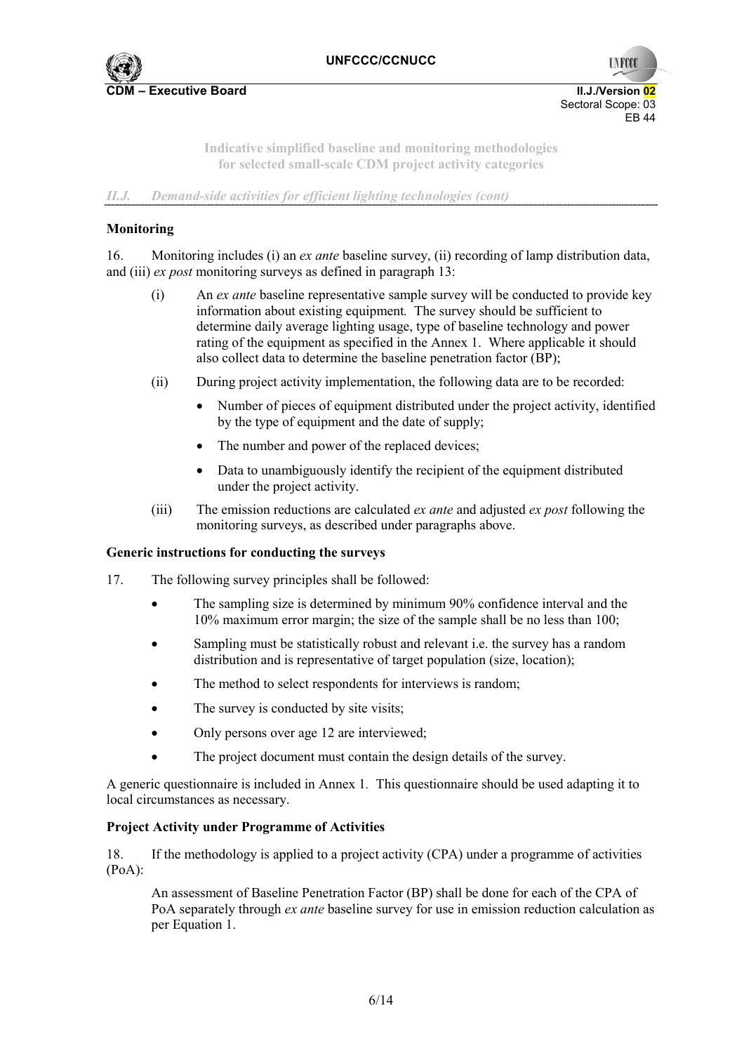**Monitoring**

16. Monitoring includes (i) an *ex ante* baseline survey, (ii) recording of lamp distribution data, and (iii) *ex post* monitoring surveys as defined in paragraph 13:

(i) An *ex ante* baseline representative sample survey will be conducted to provide key information about existing equipment. The survey should be sufficient to determine daily average lighting usage, type of baseline technology and power rating of the equipment as specified in the Annex 1. Where applicable it should also collect data to determine the baseline penetration factor (BP);

(ii) During project activity implementation, the following data are to be recorded:

- Number of pieces of equipment distributed under the project activity, identified by the type of equipment and the date of supply;
- The number and power of the replaced devices;
- Data to unambiguously identify the recipient of the equipment distributed under the project activity.

(iii) The emission reductions are calculated *ex ante* and adjusted *ex post* following the monitoring surveys, as described under paragraphs above.

**Generic instructions for conducting the surveys**

17. The following survey principles shall be followed:

- The sampling size is determined by minimum 90% confidence interval and the 10% maximum error margin; the size of the sample shall be no less than 100;
- Sampling must be statistically robust and relevant i.e. the survey has a random distribution and is representative of target population (size, location);
- The method to select respondents for interviews is random;
- The survey is conducted by site visits;
- Only persons over age 12 are interviewed;
- The project document must contain the design details of the survey.

A generic questionnaire is included in Annex 1. This questionnaire should be used adapting it to local circumstances as necessary.

**Project Activity under Programme of Activities**

18. If the methodology is applied to a project activity (CPA) under a programme of activities (PoA):

An assessment of Baseline Penetration Factor (BP) shall be done for each of the CPA of PoA separately through *ex ante* baseline survey for use in emission reduction calculation as per Equation 1.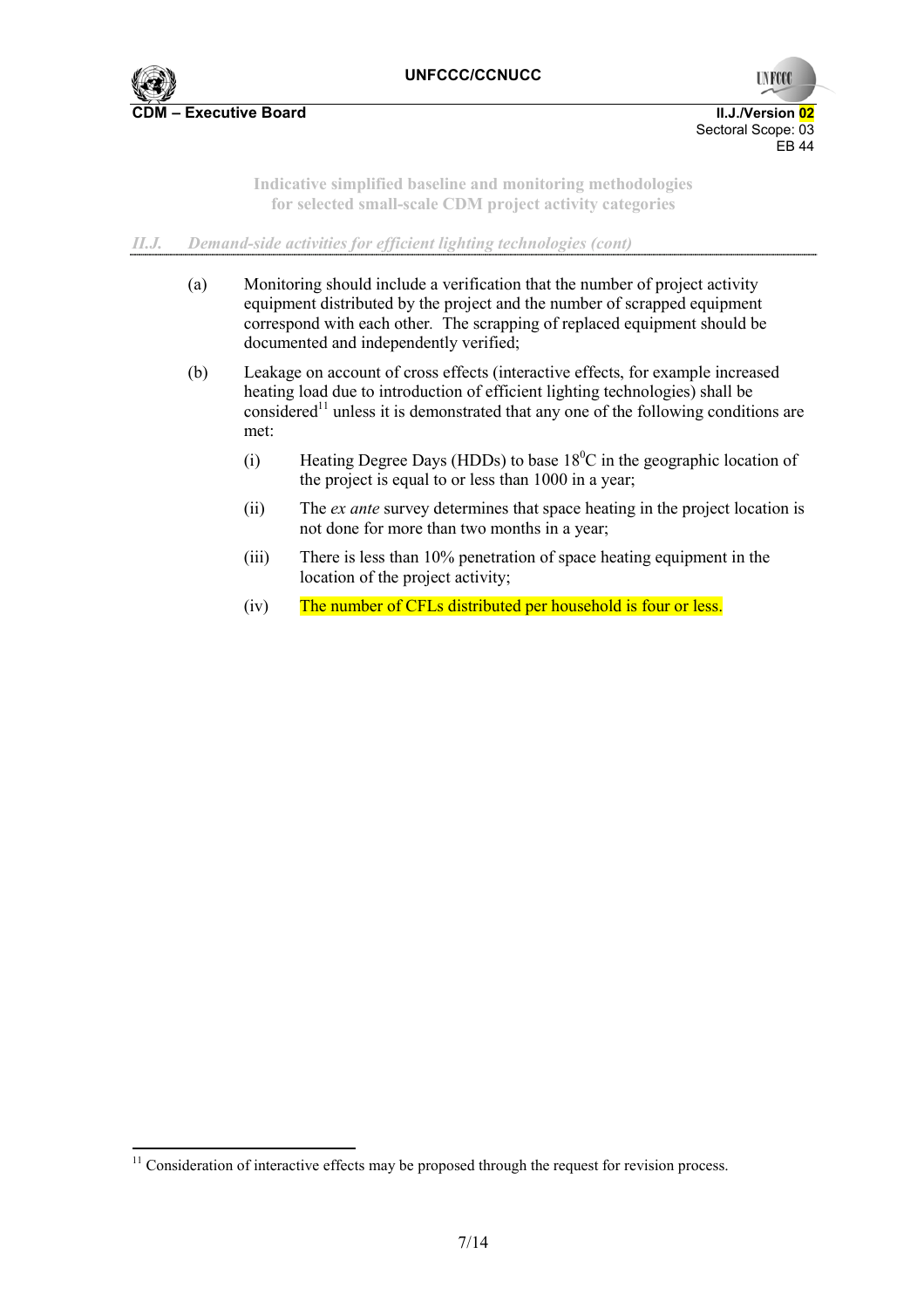*II.J. Demand-side activities for efficient lighting technologies (cont)*

(a) Monitoring should include a verification that the number of project activity equipment distributed by the project and the number of scrapped equipment correspond with each other. The scrapping of replaced equipment should be documented and independently verified;

(b) Leakage on account of cross effects (interactive effects, for example increased heating load due to introduction of efficient lighting technologies) shall be considered[11] unless it is demonstrated that any one of the following conditions are met:

 (i) Heating Degree Days (HDDs) to base $18^0$C in the geographic location of the project is equal to or less than 1000 in a year;

 (ii) The *ex ante* survey determines that space heating in the project location is not done for more than two months in a year;

 (iii) There is less than 10% penetration of space heating equipment in the location of the project activity;

 (iv) The number of CFLs distributed per household is four or less.

---

[11] Consideration of interactive effects may be proposed through the request for revision process.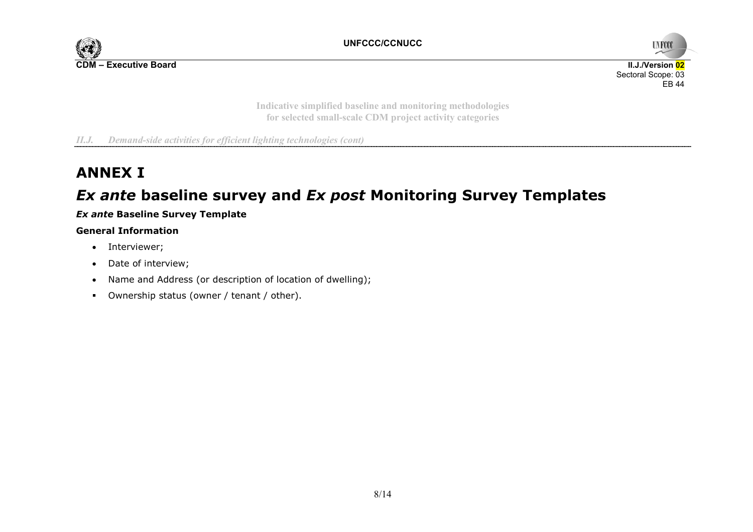# ANNEX I

## *Ex ante* baseline survey and *Ex post* Monitoring Survey Templates

### *Ex ante* Baseline Survey Template

**General Information**

- Interviewer;
- Date of interview;
- Name and Address (or description of location of dwelling);
- Ownership status (owner / tenant / other).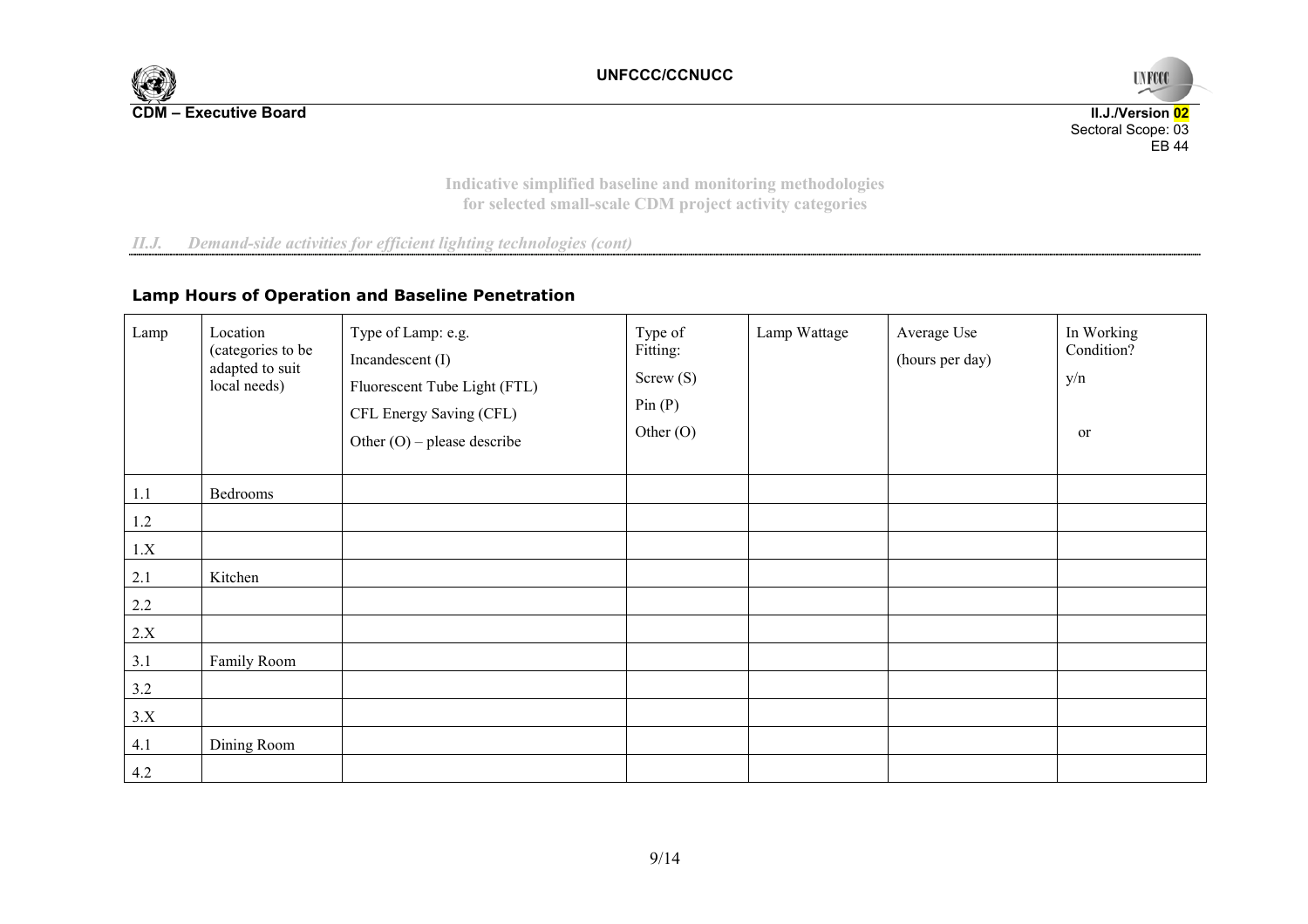*II.J. Demand-side activities for efficient lighting technologies (cont)*

### Lamp Hours of Operation and Baseline Penetration

| Lamp | Location (categories to be adapted to suit local needs) | Type of Lamp: e.g. Incandescent (I) Fluorescent Tube Light (FTL) CFL Energy Saving (CFL) Other (O) – please describe | Type of Fitting: Screw (S) Pin (P) Other (O) | Lamp Wattage | Average Use (hours per day) | In Working Condition? y/n or |
|---|---|---|---|---|---|---|
| 1.1 | Bedrooms | | | | | |
| 1.2 | | | | | | |
| 1.X | | | | | | |
| 2.1 | Kitchen | | | | | |
| 2.2 | | | | | | |
| 2.X | | | | | | |
| 3.1 | Family Room | | | | | |
| 3.2 | | | | | | |
| 3.X | | | | | | |
| 4.1 | Dining Room | | | | | |
| 4.2 | | | | | | |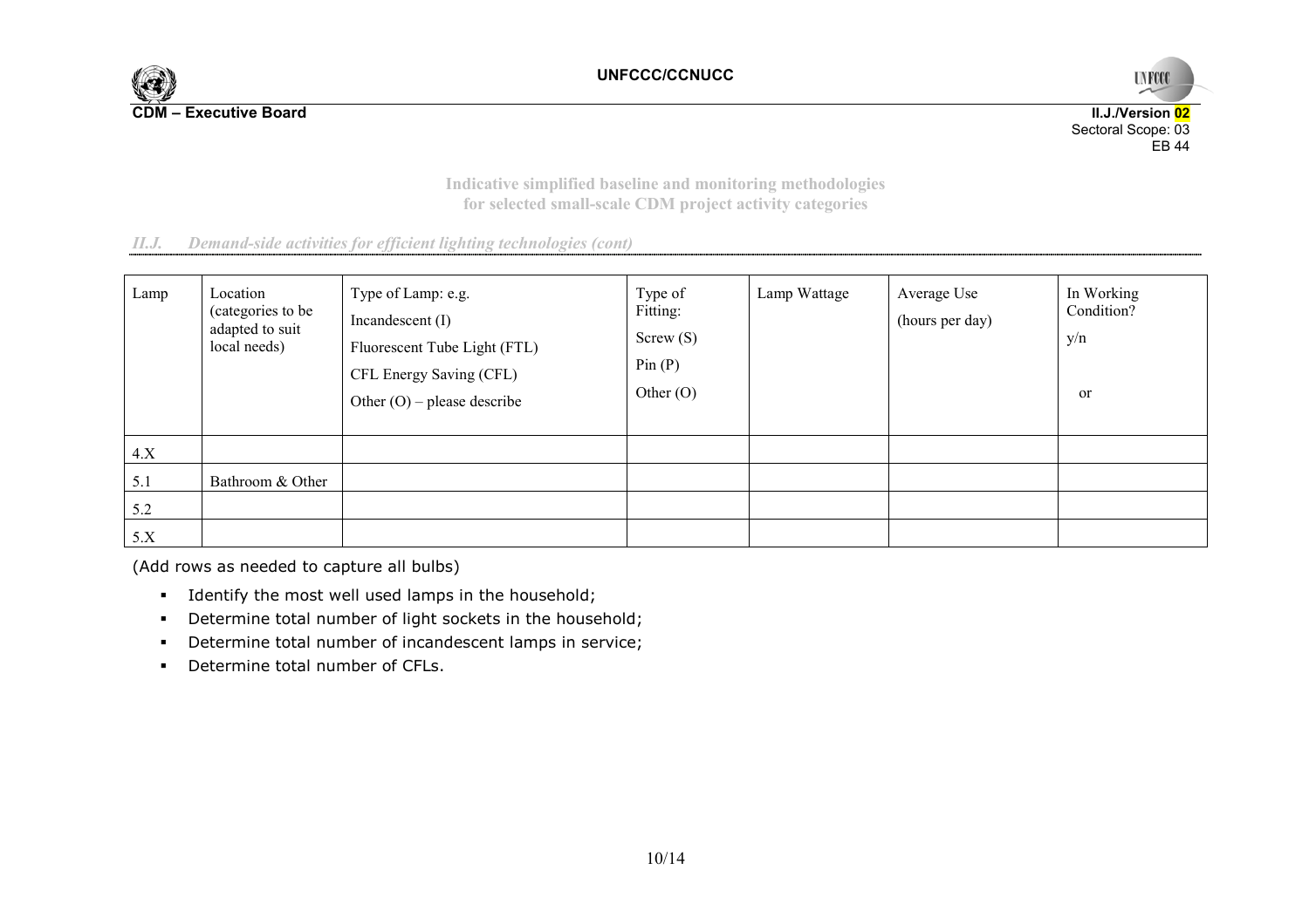*II.J. Demand-side activities for efficient lighting technologies (cont)*

| Lamp | Location (categories to be adapted to suit local needs) | Type of Lamp: e.g. Incandescent (I) Fluorescent Tube Light (FTL) CFL Energy Saving (CFL) Other (O) – please describe | Type of Fitting: Screw (S) Pin (P) Other (O) | Lamp Wattage | Average Use (hours per day) | In Working Condition? y/n or |
|---|---|---|---|---|---|---|
| 4.X | | | | | | |
| 5.1 | Bathroom & Other | | | | | |
| 5.2 | | | | | | |
| 5.X | | | | | | |

(Add rows as needed to capture all bulbs)

- Identify the most well used lamps in the household;
- Determine total number of light sockets in the household;
- Determine total number of incandescent lamps in service;
- Determine total number of CFLs.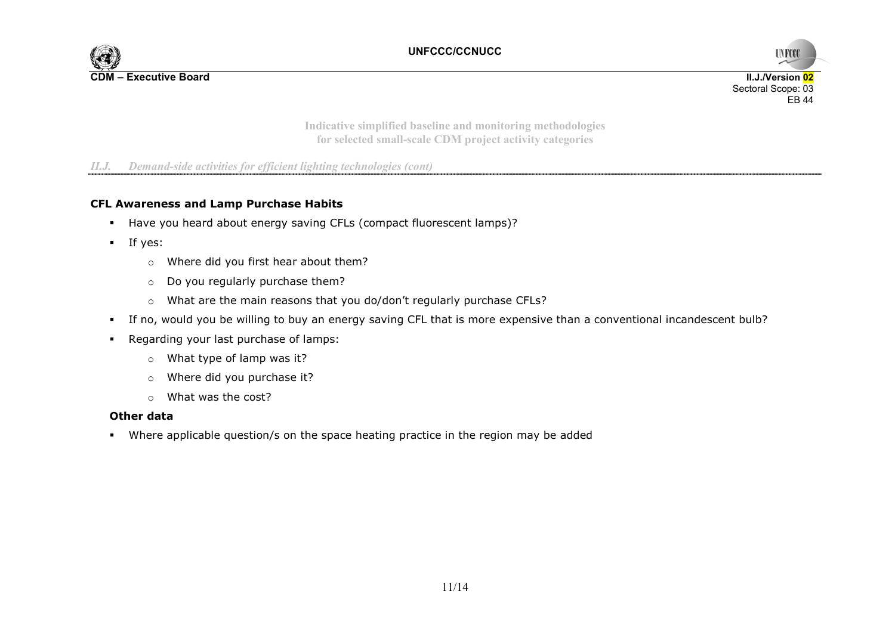*II.J. Demand-side activities for efficient lighting technologies (cont)*

**CFL Awareness and Lamp Purchase Habits**

- Have you heard about energy saving CFLs (compact fluorescent lamps)?
- If yes:
    - Where did you first hear about them?
    - Do you regularly purchase them?
    - What are the main reasons that you do/don't regularly purchase CFLs?
- If no, would you be willing to buy an energy saving CFL that is more expensive than a conventional incandescent bulb?
- Regarding your last purchase of lamps:
    - What type of lamp was it?
    - Where did you purchase it?
    - What was the cost?

**Other data**

- Where applicable question/s on the space heating practice in the region may be added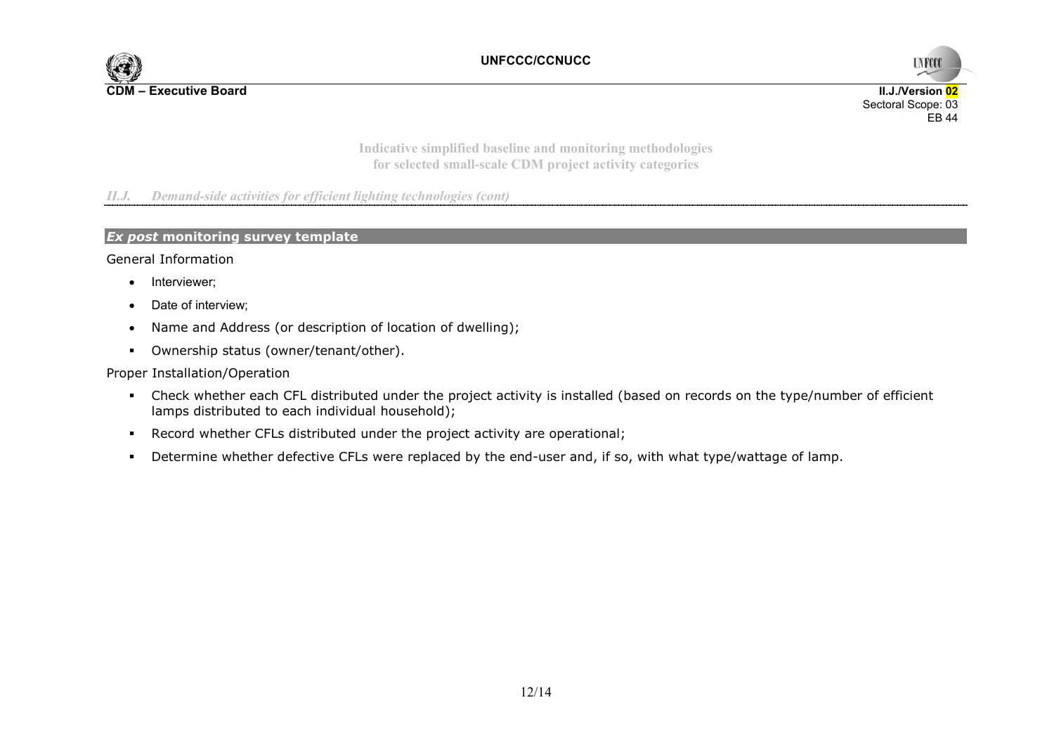*II.J. Demand-side activities for efficient lighting technologies (cont)*

## *Ex post* monitoring survey template

General Information

- Interviewer;
- Date of interview;
- Name and Address (or description of location of dwelling);
- Ownership status (owner/tenant/other).

Proper Installation/Operation

- Check whether each CFL distributed under the project activity is installed (based on records on the type/number of efficient lamps distributed to each individual household);
- Record whether CFLs distributed under the project activity are operational;
- Determine whether defective CFLs were replaced by the end-user and, if so, with what type/wattage of lamp.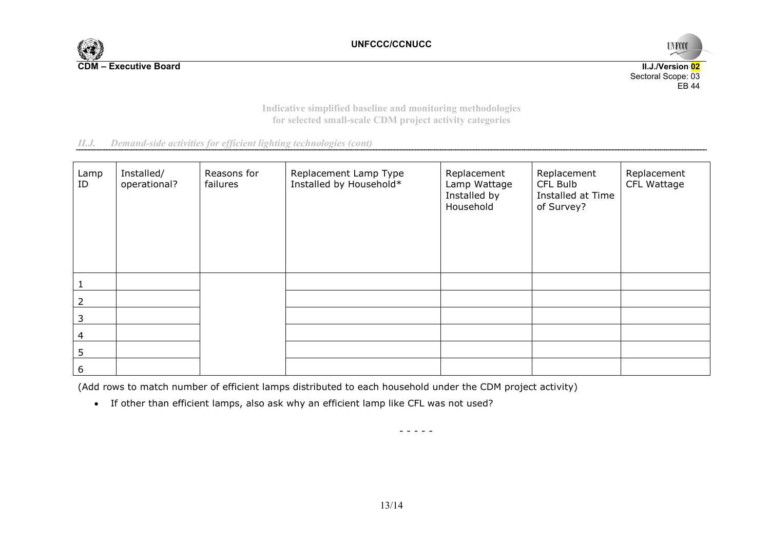*II.J. Demand-side activities for efficient lighting technologies (cont)*

| Lamp ID | Installed/ operational? | Reasons for failures | Replacement Lamp Type Installed by Household* | Replacement Lamp Wattage Installed by Household | Replacement CFL Bulb Installed at Time of Survey? | Replacement CFL Wattage |
|---|---|---|---|---|---|---|
| 1 | | | | | | |
| 2 | | | | | | |
| 3 | | | | | | |
| 4 | | | | | | |
| 5 | | | | | | |
| 6 | | | | | | |

(Add rows to match number of efficient lamps distributed to each household under the CDM project activity)

- If other than efficient lamps, also ask why an efficient lamp like CFL was not used?

- - - - -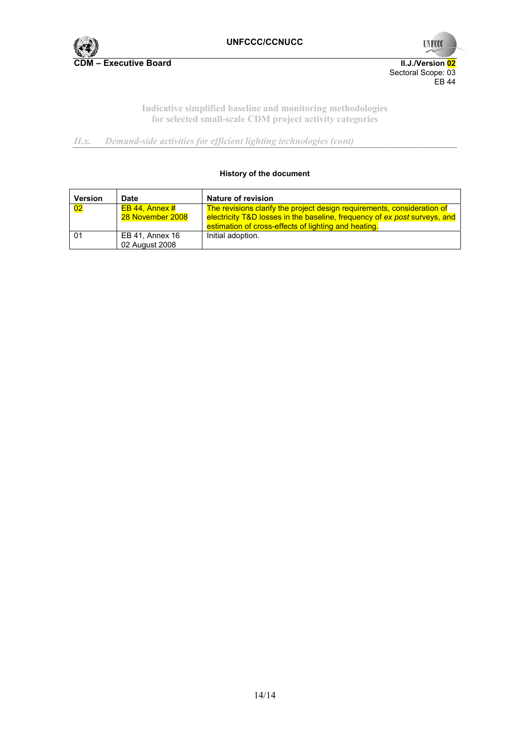### History of the document

| Version | Date | Nature of revision |
|---|---|---|
| 02 | EB 44, Annex # 28 November 2008 | The revisions clarify the project design requirements, consideration of electricity T&D losses in the baseline, frequency of *ex post* surveys, and estimation of cross-effects of lighting and heating. |
| 01 | EB 41, Annex 16 02 August 2008 | Initial adoption. |